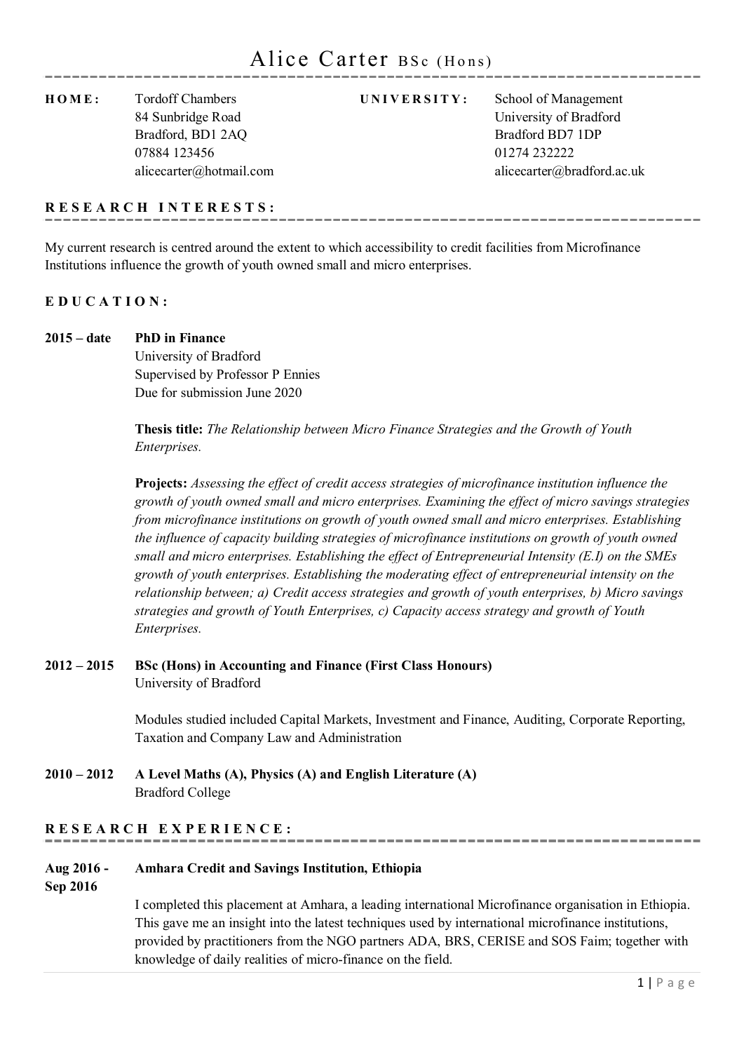# Alice Carter BSc (Hons)

**HOME:**
Tordoff Chambers
84 Sunbridge Road
Bradford, BD1 2AQ
07884 123456
alicecarter@hotmail.com

**UNIVERSITY:**
School of Management
University of Bradford
Bradford BD7 1DP
01274 232222
alicecarter@bradford.ac.uk

## RESEARCH INTERESTS:

My current research is centred around the extent to which accessibility to credit facilities from Microfinance Institutions influence the growth of youth owned small and micro enterprises.

## EDUCATION:

**2015 – date** **PhD in Finance**
University of Bradford
Supervised by Professor P Ennies
Due for submission June 2020

**Thesis title:** *The Relationship between Micro Finance Strategies and the Growth of Youth Enterprises.*

**Projects:** *Assessing the effect of credit access strategies of microfinance institution influence the growth of youth owned small and micro enterprises. Examining the effect of micro savings strategies from microfinance institutions on growth of youth owned small and micro enterprises. Establishing the influence of capacity building strategies of microfinance institutions on growth of youth owned small and micro enterprises. Establishing the effect of Entrepreneurial Intensity (E.I) on the SMEs growth of youth enterprises. Establishing the moderating effect of entrepreneurial intensity on the relationship between; a) Credit access strategies and growth of youth enterprises, b) Micro savings strategies and growth of Youth Enterprises, c) Capacity access strategy and growth of Youth Enterprises.*

**2012 – 2015** **BSc (Hons) in Accounting and Finance (First Class Honours)**
University of Bradford

Modules studied included Capital Markets, Investment and Finance, Auditing, Corporate Reporting, Taxation and Company Law and Administration

**2010 – 2012** **A Level Maths (A), Physics (A) and English Literature (A)**
Bradford College

## RESEARCH EXPERIENCE:

**Aug 2016 - Sep 2016** **Amhara Credit and Savings Institution, Ethiopia**

I completed this placement at Amhara, a leading international Microfinance organisation in Ethiopia. This gave me an insight into the latest techniques used by international microfinance institutions, provided by practitioners from the NGO partners ADA, BRS, CERISE and SOS Faim; together with knowledge of daily realities of micro-finance on the field.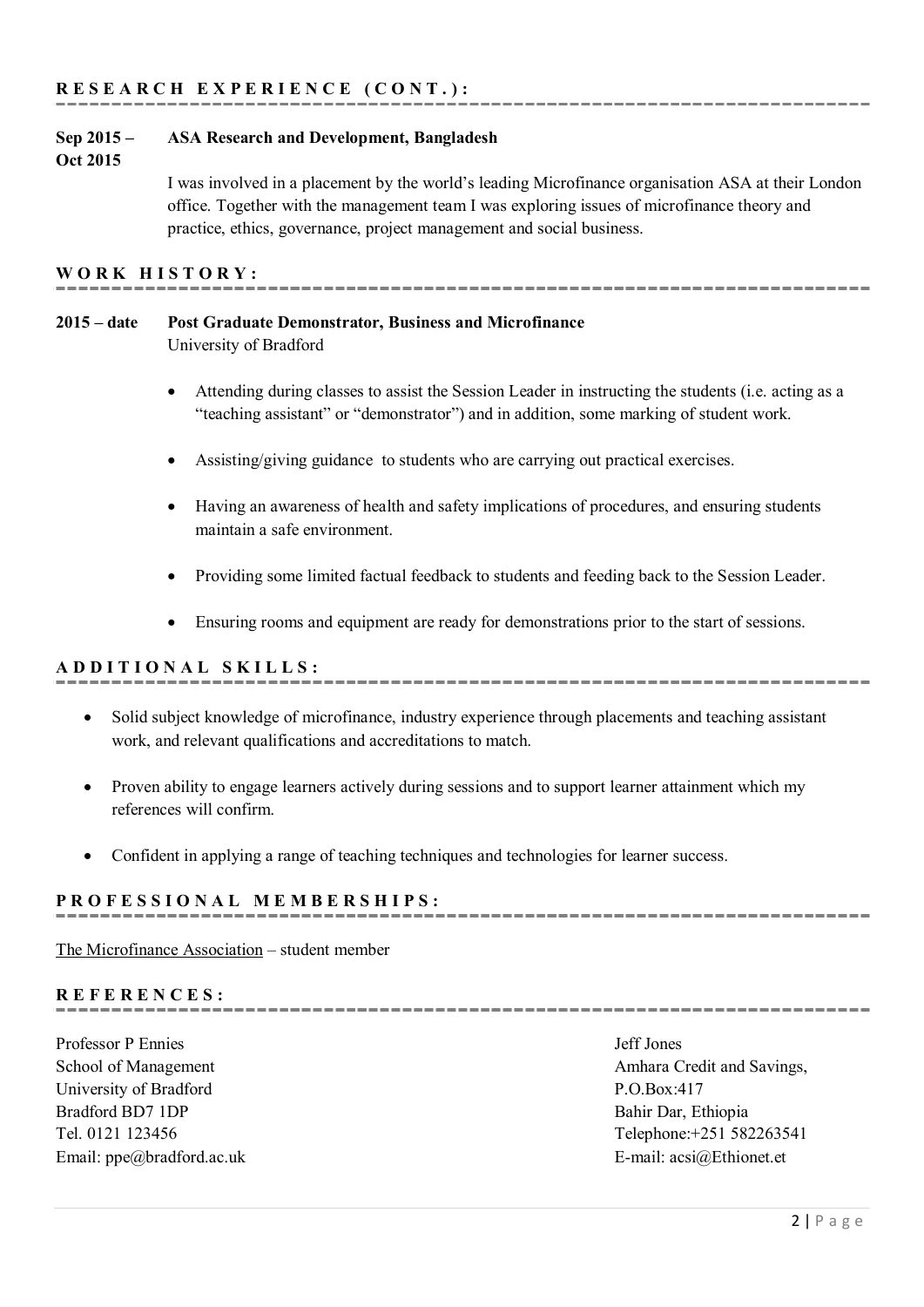## RESEARCH EXPERIENCE (CONT.):

**Sep 2015 – Oct 2015** **ASA Research and Development, Bangladesh**

I was involved in a placement by the world's leading Microfinance organisation ASA at their London office. Together with the management team I was exploring issues of microfinance theory and practice, ethics, governance, project management and social business.

## WORK HISTORY:

**2015 – date** **Post Graduate Demonstrator, Business and Microfinance**
University of Bradford

- Attending during classes to assist the Session Leader in instructing the students (i.e. acting as a "teaching assistant" or "demonstrator") and in addition, some marking of student work.
- Assisting/giving guidance to students who are carrying out practical exercises.
- Having an awareness of health and safety implications of procedures, and ensuring students maintain a safe environment.
- Providing some limited factual feedback to students and feeding back to the Session Leader.
- Ensuring rooms and equipment are ready for demonstrations prior to the start of sessions.

## ADDITIONAL SKILLS:

- Solid subject knowledge of microfinance, industry experience through placements and teaching assistant work, and relevant qualifications and accreditations to match.
- Proven ability to engage learners actively during sessions and to support learner attainment which my references will confirm.
- Confident in applying a range of teaching techniques and technologies for learner success.

## PROFESSIONAL MEMBERSHIPS:

The Microfinance Association – student member

## REFERENCES:

Professor P Ennies
School of Management
University of Bradford
Bradford BD7 1DP
Tel. 0121 123456
Email: ppe@bradford.ac.uk

Jeff Jones
Amhara Credit and Savings,
P.O.Box:417
Bahir Dar, Ethiopia
Telephone:+251 582263541
E-mail: acsi@Ethionet.et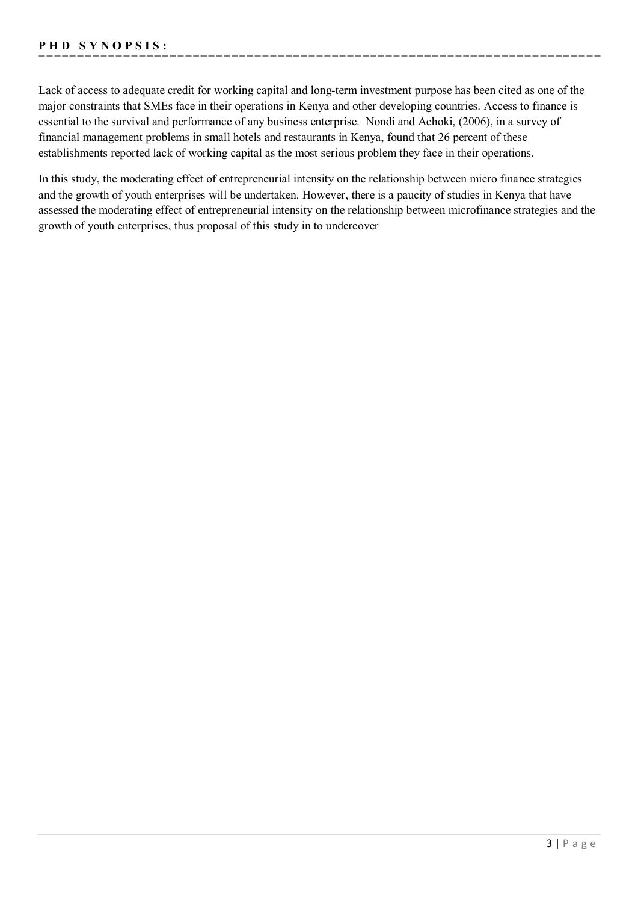**PHD SYNOPSIS:**

Lack of access to adequate credit for working capital and long-term investment purpose has been cited as one of the major constraints that SMEs face in their operations in Kenya and other developing countries. Access to finance is essential to the survival and performance of any business enterprise. Nondi and Achoki, (2006), in a survey of financial management problems in small hotels and restaurants in Kenya, found that 26 percent of these establishments reported lack of working capital as the most serious problem they face in their operations.

In this study, the moderating effect of entrepreneurial intensity on the relationship between micro finance strategies and the growth of youth enterprises will be undertaken. However, there is a paucity of studies in Kenya that have assessed the moderating effect of entrepreneurial intensity on the relationship between microfinance strategies and the growth of youth enterprises, thus proposal of this study in to undercover